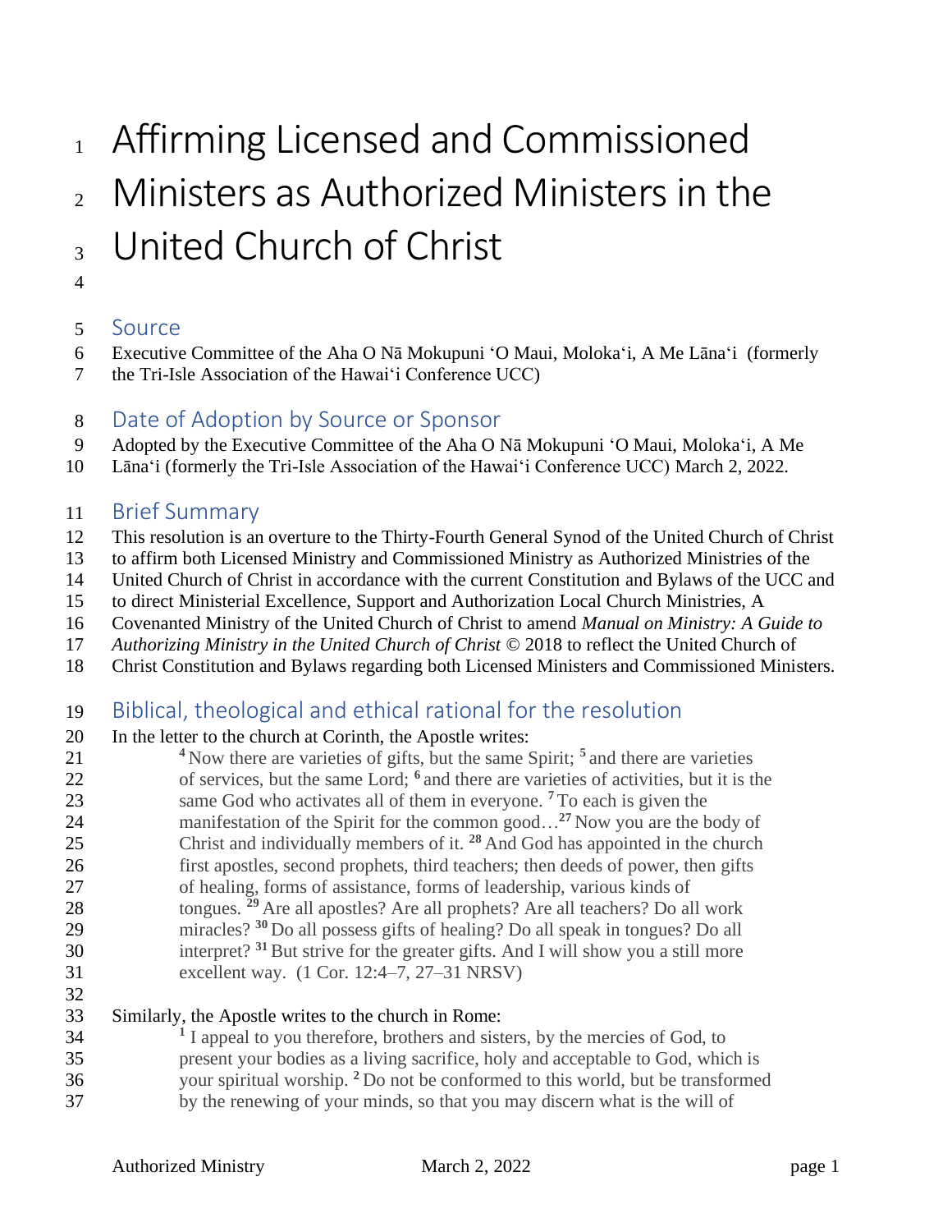# Affirming Licensed and Commissioned Ministers as Authorized Ministers in the United Church of Christ

## Source

Executive Committee of the Aha O Nā Mokupuni ʻO Maui, Molokaʻi, A Me Lānaʻi (formerly the Tri-Isle Association of the Hawaiʻi Conference UCC)

## Date of Adoption by Source or Sponsor

Adopted by the Executive Committee of the Aha O Nā Mokupuni ʻO Maui, Molokaʻi, A Me Lānaʻi (formerly the Tri-Isle Association of the Hawaiʻi Conference UCC) March 2, 2022.

## Brief Summary

This resolution is an overture to the Thirty-Fourth General Synod of the United Church of Christ to affirm both Licensed Ministry and Commissioned Ministry as Authorized Ministries of the United Church of Christ in accordance with the current Constitution and Bylaws of the UCC and to direct Ministerial Excellence, Support and Authorization Local Church Ministries, A Covenanted Ministry of the United Church of Christ to amend *Manual on Ministry: A Guide to Authorizing Ministry in the United Church of Christ* © 2018 to reflect the United Church of Christ Constitution and Bylaws regarding both Licensed Ministers and Commissioned Ministers.

## Biblical, theological and ethical rational for the resolution

In the letter to the church at Corinth, the Apostle writes:

> **4** Now there are varieties of gifts, but the same Spirit; **5** and there are varieties of services, but the same Lord; **6** and there are varieties of activities, but it is the same God who activates all of them in everyone. **7** To each is given the manifestation of the Spirit for the common good…**27** Now you are the body of Christ and individually members of it. **28** And God has appointed in the church first apostles, second prophets, third teachers; then deeds of power, then gifts of healing, forms of assistance, forms of leadership, various kinds of tongues. **29** Are all apostles? Are all prophets? Are all teachers? Do all work miracles? **30** Do all possess gifts of healing? Do all speak in tongues? Do all interpret? **31** But strive for the greater gifts. And I will show you a still more excellent way. (1 Cor. 12:4–7, 27–31 NRSV)

Similarly, the Apostle writes to the church in Rome:

> **1** I appeal to you therefore, brothers and sisters, by the mercies of God, to present your bodies as a living sacrifice, holy and acceptable to God, which is your spiritual worship. **2** Do not be conformed to this world, but be transformed by the renewing of your minds, so that you may discern what is the will of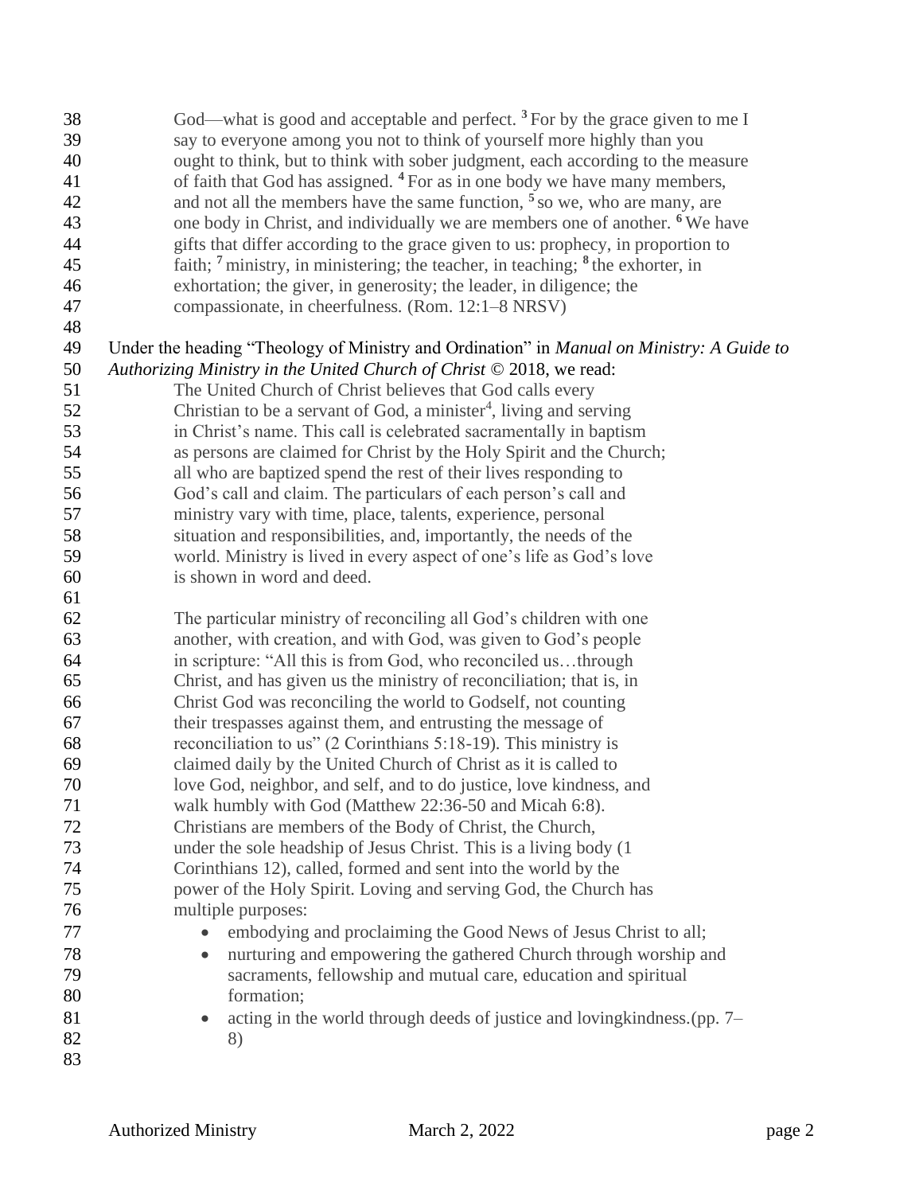> God—what is good and acceptable and perfect. [3] For by the grace given to me I say to everyone among you not to think of yourself more highly than you ought to think, but to think with sober judgment, each according to the measure of faith that God has assigned. [4] For as in one body we have many members, and not all the members have the same function, [5] so we, who are many, are one body in Christ, and individually we are members one of another. [6] We have gifts that differ according to the grace given to us: prophecy, in proportion to faith; [7] ministry, in ministering; the teacher, in teaching; [8] the exhorter, in exhortation; the giver, in generosity; the leader, in diligence; the compassionate, in cheerfulness. (Rom. 12:1–8 NRSV)

Under the heading "Theology of Ministry and Ordination" in *Manual on Ministry: A Guide to Authorizing Ministry in the United Church of Christ* © 2018, we read:

> The United Church of Christ believes that God calls every Christian to be a servant of God, a minister[4], living and serving in Christ's name. This call is celebrated sacramentally in baptism as persons are claimed for Christ by the Holy Spirit and the Church; all who are baptized spend the rest of their lives responding to God's call and claim. The particulars of each person's call and ministry vary with time, place, talents, experience, personal situation and responsibilities, and, importantly, the needs of the world. Ministry is lived in every aspect of one's life as God's love is shown in word and deed.
>
> The particular ministry of reconciling all God's children with one another, with creation, and with God, was given to God's people in scripture: "All this is from God, who reconciled us…through Christ, and has given us the ministry of reconciliation; that is, in Christ God was reconciling the world to Godself, not counting their trespasses against them, and entrusting the message of reconciliation to us" (2 Corinthians 5:18-19). This ministry is claimed daily by the United Church of Christ as it is called to love God, neighbor, and self, and to do justice, love kindness, and walk humbly with God (Matthew 22:36-50 and Micah 6:8). Christians are members of the Body of Christ, the Church, under the sole headship of Jesus Christ. This is a living body (1 Corinthians 12), called, formed and sent into the world by the power of the Holy Spirit. Loving and serving God, the Church has multiple purposes:
>
> - embodying and proclaiming the Good News of Jesus Christ to all;
> - nurturing and empowering the gathered Church through worship and sacraments, fellowship and mutual care, education and spiritual formation;
> - acting in the world through deeds of justice and lovingkindness.(pp. 7–8)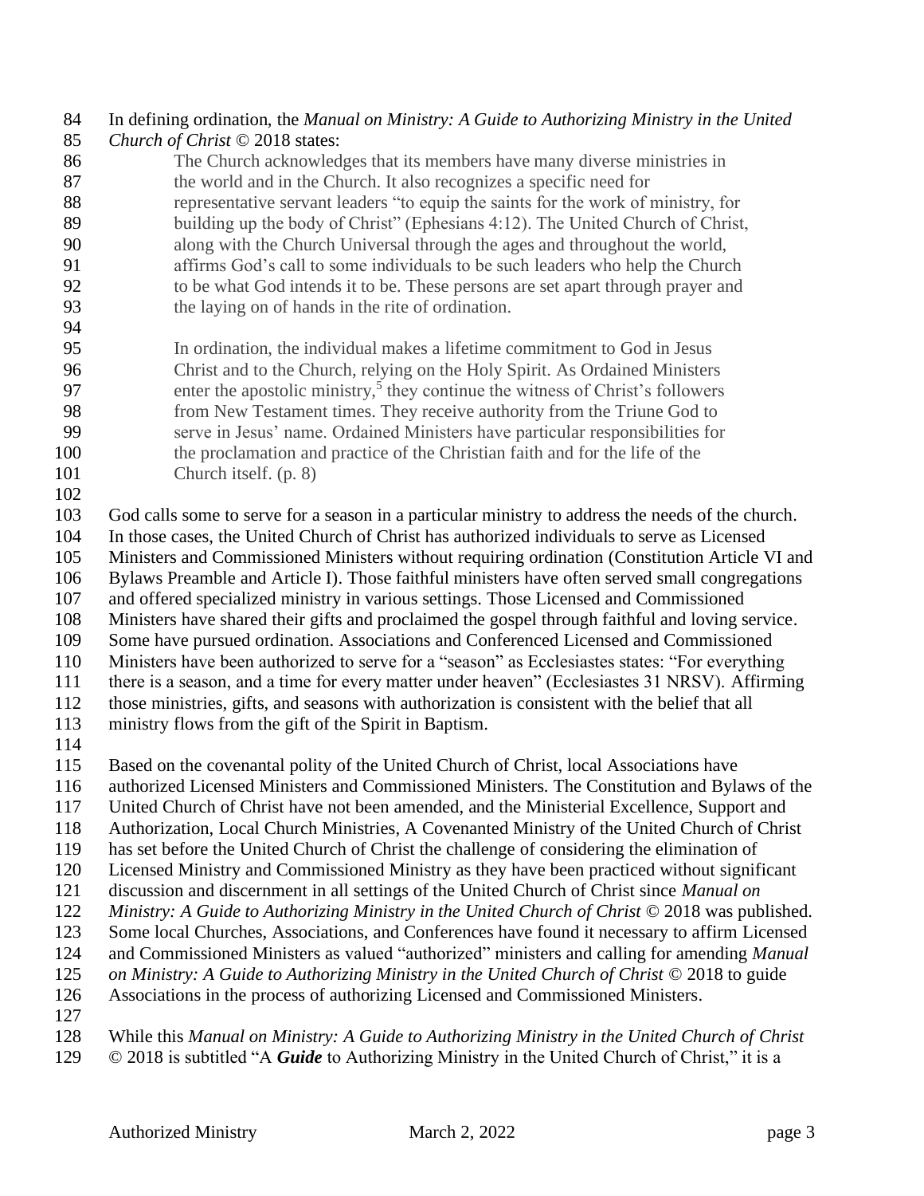In defining ordination, the *Manual on Ministry: A Guide to Authorizing Ministry in the United Church of Christ* © 2018 states:

> The Church acknowledges that its members have many diverse ministries in the world and in the Church. It also recognizes a specific need for representative servant leaders "to equip the saints for the work of ministry, for building up the body of Christ" (Ephesians 4:12). The United Church of Christ, along with the Church Universal through the ages and throughout the world, affirms God's call to some individuals to be such leaders who help the Church to be what God intends it to be. These persons are set apart through prayer and the laying on of hands in the rite of ordination.
>
> In ordination, the individual makes a lifetime commitment to God in Jesus Christ and to the Church, relying on the Holy Spirit. As Ordained Ministers enter the apostolic ministry,[5] they continue the witness of Christ's followers from New Testament times. They receive authority from the Triune God to serve in Jesus' name. Ordained Ministers have particular responsibilities for the proclamation and practice of the Christian faith and for the life of the Church itself. (p. 8)

God calls some to serve for a season in a particular ministry to address the needs of the church. In those cases, the United Church of Christ has authorized individuals to serve as Licensed Ministers and Commissioned Ministers without requiring ordination (Constitution Article VI and Bylaws Preamble and Article I). Those faithful ministers have often served small congregations and offered specialized ministry in various settings. Those Licensed and Commissioned Ministers have shared their gifts and proclaimed the gospel through faithful and loving service. Some have pursued ordination. Associations and Conferenced Licensed and Commissioned Ministers have been authorized to serve for a "season" as Ecclesiastes states: "For everything there is a season, and a time for every matter under heaven" (Ecclesiastes 31 NRSV). Affirming those ministries, gifts, and seasons with authorization is consistent with the belief that all ministry flows from the gift of the Spirit in Baptism.

Based on the covenantal polity of the United Church of Christ, local Associations have authorized Licensed Ministers and Commissioned Ministers. The Constitution and Bylaws of the United Church of Christ have not been amended, and the Ministerial Excellence, Support and Authorization, Local Church Ministries, A Covenanted Ministry of the United Church of Christ has set before the United Church of Christ the challenge of considering the elimination of Licensed Ministry and Commissioned Ministry as they have been practiced without significant discussion and discernment in all settings of the United Church of Christ since *Manual on Ministry: A Guide to Authorizing Ministry in the United Church of Christ* © 2018 was published. Some local Churches, Associations, and Conferences have found it necessary to affirm Licensed and Commissioned Ministers as valued "authorized" ministers and calling for amending *Manual on Ministry: A Guide to Authorizing Ministry in the United Church of Christ* © 2018 to guide Associations in the process of authorizing Licensed and Commissioned Ministers.

While this *Manual on Ministry: A Guide to Authorizing Ministry in the United Church of Christ* © 2018 is subtitled "A ***Guide*** to Authorizing Ministry in the United Church of Christ," it is a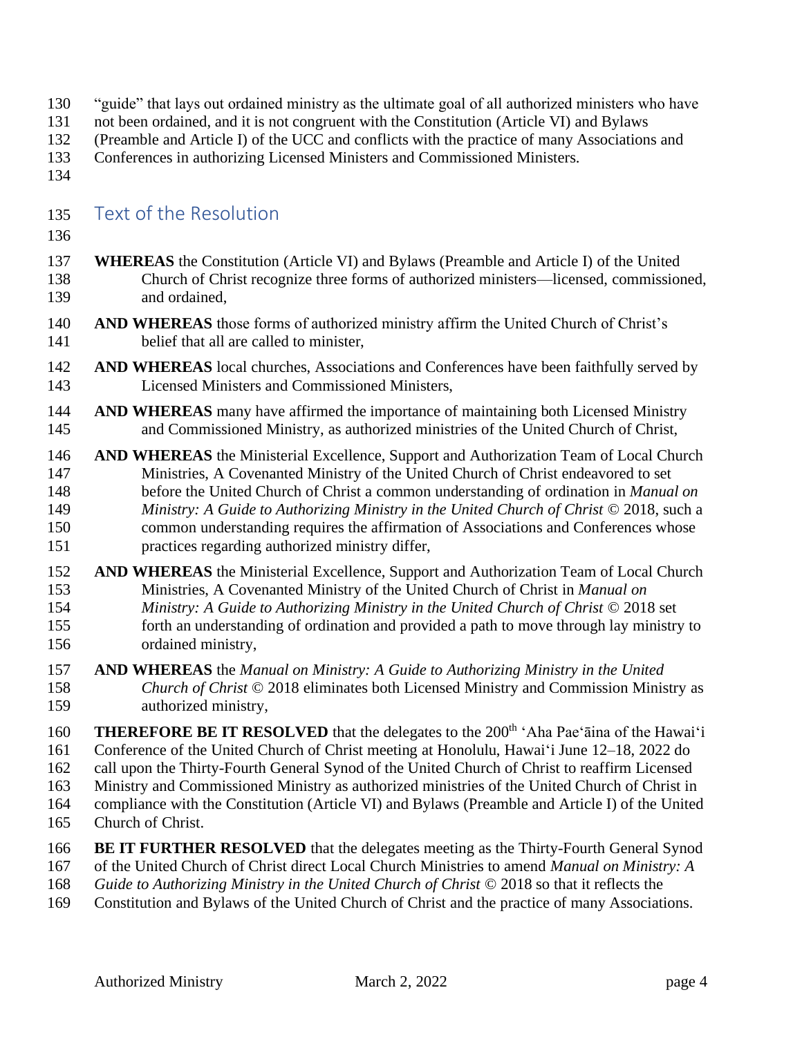"guide" that lays out ordained ministry as the ultimate goal of all authorized ministers who have not been ordained, and it is not congruent with the Constitution (Article VI) and Bylaws (Preamble and Article I) of the UCC and conflicts with the practice of many Associations and Conferences in authorizing Licensed Ministers and Commissioned Ministers.

## Text of the Resolution

**WHEREAS** the Constitution (Article VI) and Bylaws (Preamble and Article I) of the United Church of Christ recognize three forms of authorized ministers—licensed, commissioned, and ordained,

**AND WHEREAS** those forms of authorized ministry affirm the United Church of Christ's belief that all are called to minister,

**AND WHEREAS** local churches, Associations and Conferences have been faithfully served by Licensed Ministers and Commissioned Ministers,

**AND WHEREAS** many have affirmed the importance of maintaining both Licensed Ministry and Commissioned Ministry, as authorized ministries of the United Church of Christ,

**AND WHEREAS** the Ministerial Excellence, Support and Authorization Team of Local Church Ministries, A Covenanted Ministry of the United Church of Christ endeavored to set before the United Church of Christ a common understanding of ordination in *Manual on Ministry: A Guide to Authorizing Ministry in the United Church of Christ* © 2018, such a common understanding requires the affirmation of Associations and Conferences whose practices regarding authorized ministry differ,

**AND WHEREAS** the Ministerial Excellence, Support and Authorization Team of Local Church Ministries, A Covenanted Ministry of the United Church of Christ in *Manual on Ministry: A Guide to Authorizing Ministry in the United Church of Christ* © 2018 set forth an understanding of ordination and provided a path to move through lay ministry to ordained ministry,

**AND WHEREAS** the *Manual on Ministry: A Guide to Authorizing Ministry in the United Church of Christ* © 2018 eliminates both Licensed Ministry and Commission Ministry as authorized ministry,

**THEREFORE BE IT RESOLVED** that the delegates to the 200th ʻAha Paeʻāina of the Hawaiʻi Conference of the United Church of Christ meeting at Honolulu, Hawaiʻi June 12–18, 2022 do call upon the Thirty-Fourth General Synod of the United Church of Christ to reaffirm Licensed Ministry and Commissioned Ministry as authorized ministries of the United Church of Christ in compliance with the Constitution (Article VI) and Bylaws (Preamble and Article I) of the United Church of Christ.

**BE IT FURTHER RESOLVED** that the delegates meeting as the Thirty-Fourth General Synod of the United Church of Christ direct Local Church Ministries to amend *Manual on Ministry: A Guide to Authorizing Ministry in the United Church of Christ* © 2018 so that it reflects the Constitution and Bylaws of the United Church of Christ and the practice of many Associations.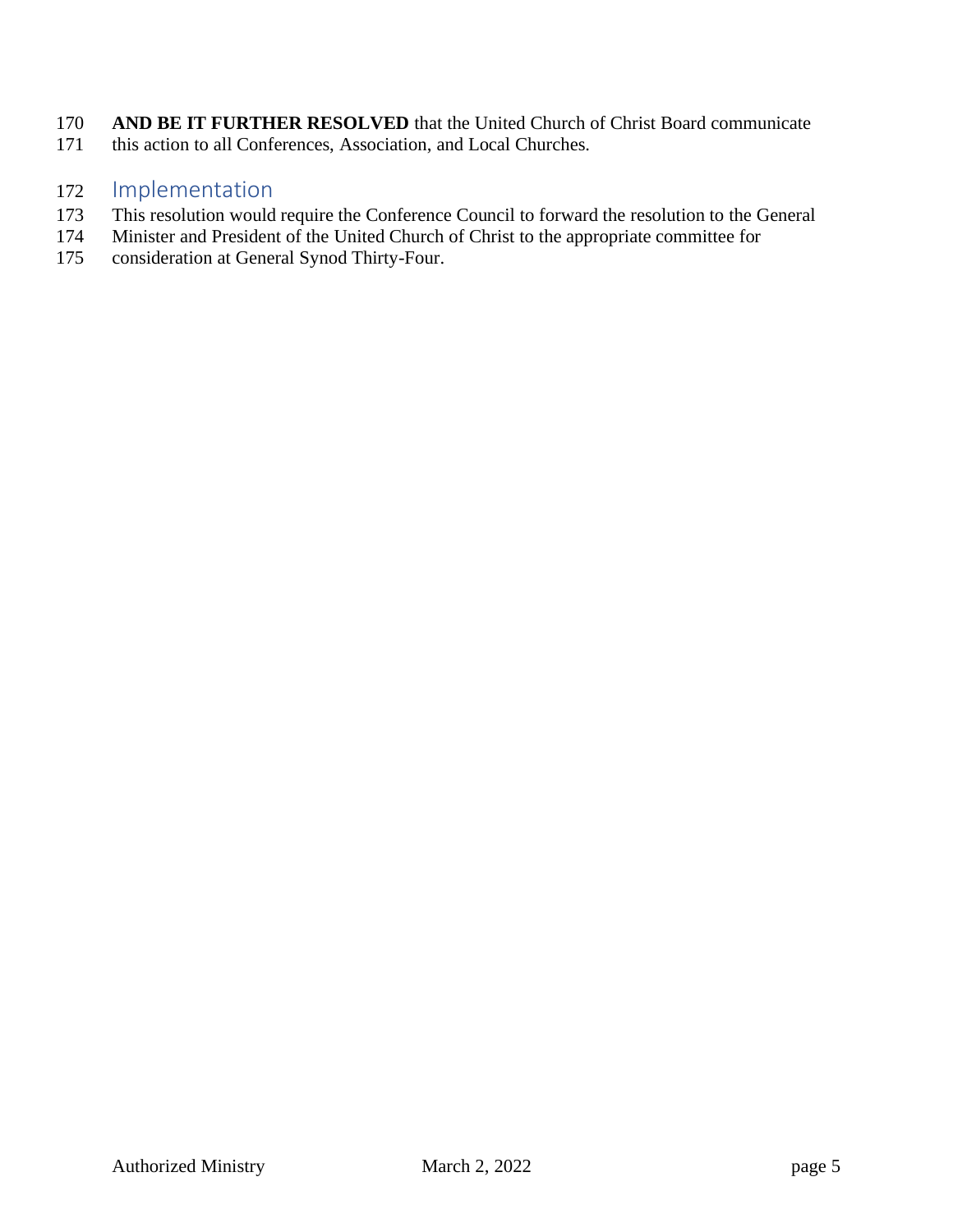**AND BE IT FURTHER RESOLVED** that the United Church of Christ Board communicate this action to all Conferences, Association, and Local Churches.

## Implementation

This resolution would require the Conference Council to forward the resolution to the General Minister and President of the United Church of Christ to the appropriate committee for consideration at General Synod Thirty-Four.